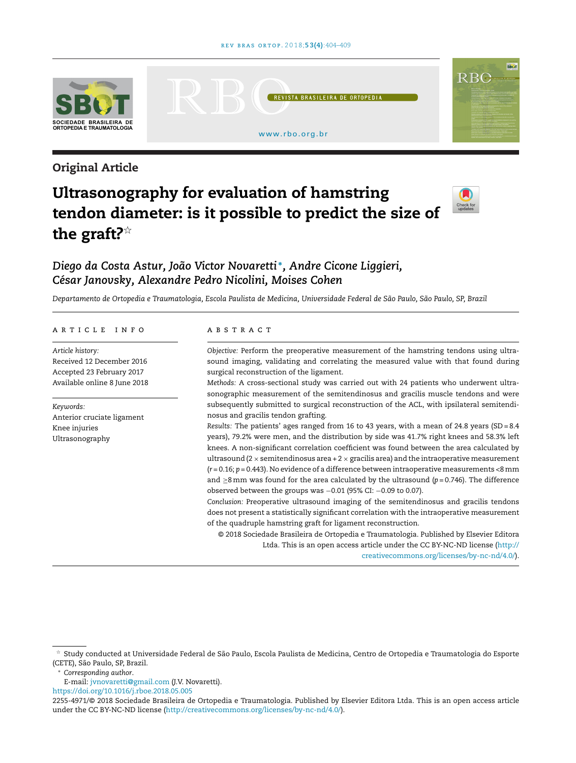Original Article

# Ultrasonography for evaluation of hamstring tendon diameter: is it possible to predict the size of the graft?☆

*Diego da Costa Astur, João Victor Novaretti\*, Andre Cicone Liggieri, César Janovsky, Alexandre Pedro Nicolini, Moises Cohen*

*Departamento de Ortopedia e Traumatologia, Escola Paulista de Medicina, Universidade Federal de São Paulo, São Paulo, SP, Brazil*

## ARTICLE INFO

*Article history:*
Received 12 December 2016
Accepted 23 February 2017
Available online 8 June 2018

*Keywords:*
Anterior cruciate ligament
Knee injuries
Ultrasonography

## ABSTRACT

*Objective:* Perform the preoperative measurement of the hamstring tendons using ultrasound imaging, validating and correlating the measured value with that found during surgical reconstruction of the ligament.

*Methods:* A cross-sectional study was carried out with 24 patients who underwent ultrasonographic measurement of the semitendinosus and gracilis muscle tendons and were subsequently submitted to surgical reconstruction of the ACL, with ipsilateral semitendinosus and gracilis tendon grafting.

*Results:* The patients' ages ranged from 16 to 43 years, with a mean of 24.8 years (SD = 8.4 years), 79.2% were men, and the distribution by side was 41.7% right knees and 58.3% left knees. A non-significant correlation coefficient was found between the area calculated by ultrasound (2 × semitendinosus area + 2 × gracilis area) and the intraoperative measurement ($r = 0.16$; $p = 0.443$). No evidence of a difference between intraoperative measurements <8 mm and ≥8 mm was found for the area calculated by the ultrasound ($p = 0.746$). The difference observed between the groups was −0.01 (95% CI: −0.09 to 0.07).

*Conclusion:* Preoperative ultrasound imaging of the semitendinosus and gracilis tendons does not present a statistically significant correlation with the intraoperative measurement of the quadruple hamstring graft for ligament reconstruction.

© 2018 Sociedade Brasileira de Ortopedia e Traumatologia. Published by Elsevier Editora Ltda. This is an open access article under the CC BY-NC-ND license (http://creativecommons.org/licenses/by-nc-nd/4.0/).

---

☆ Study conducted at Universidade Federal de São Paulo, Escola Paulista de Medicina, Centro de Ortopedia e Traumatologia do Esporte (CETE), São Paulo, SP, Brazil.

\* *Corresponding author.*
E-mail: jvnovaretti@gmail.com (J.V. Novaretti).

https://doi.org/10.1016/j.rboe.2018.05.005

2255-4971/© 2018 Sociedade Brasileira de Ortopedia e Traumatologia. Published by Elsevier Editora Ltda. This is an open access article under the CC BY-NC-ND license (http://creativecommons.org/licenses/by-nc-nd/4.0/).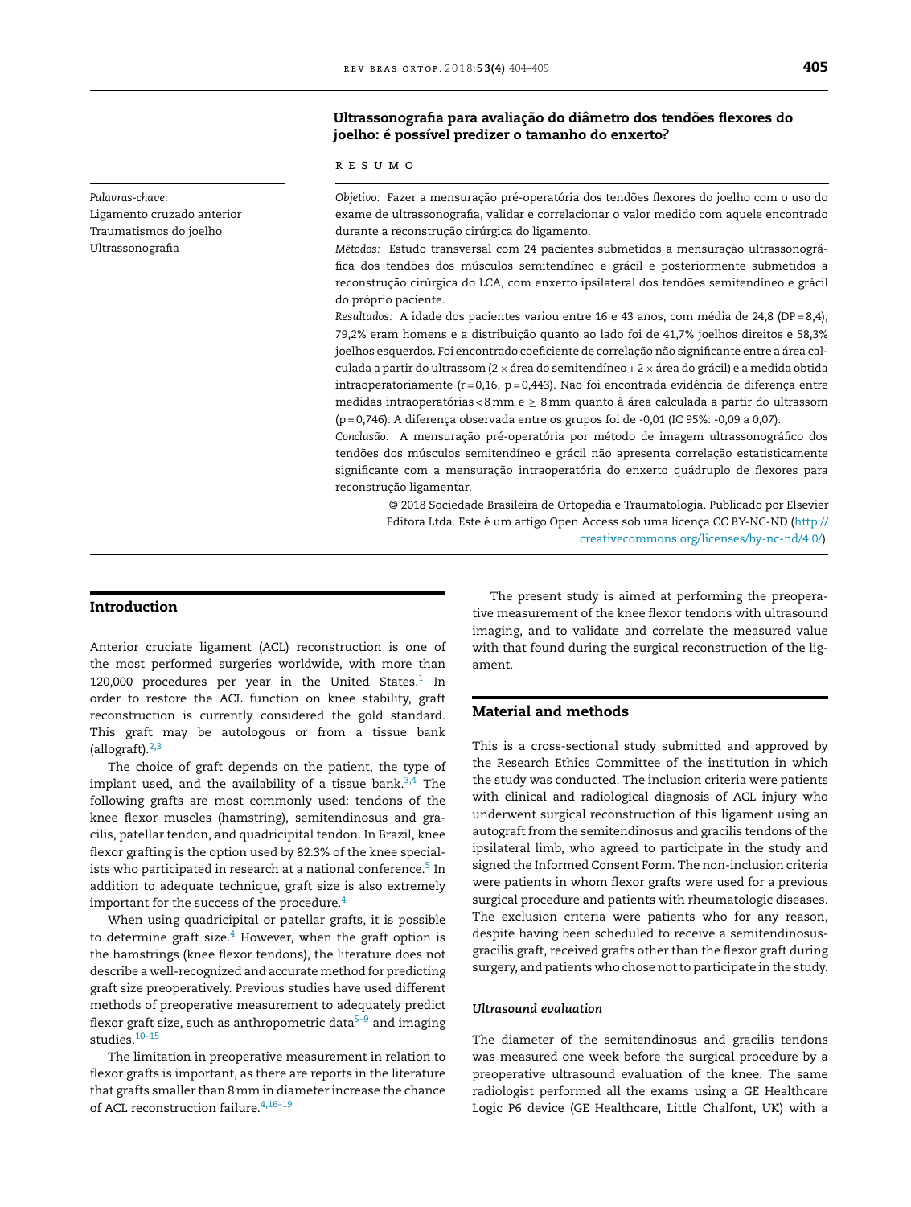## Ultrassonografia para avaliação do diâmetro dos tendões flexores do joelho: é possível predizer o tamanho do enxerto?

R E S U M O

*Palavras-chave:*
Ligamento cruzado anterior
Traumatismos do joelho
Ultrassonografia

*Objetivo:* Fazer a mensuração pré-operatória dos tendões flexores do joelho com o uso do exame de ultrassonografia, validar e correlacionar o valor medido com aquele encontrado durante a reconstrução cirúrgica do ligamento.

*Métodos:* Estudo transversal com 24 pacientes submetidos a mensuração ultrassonográfica dos tendões dos músculos semitendíneo e grácil e posteriormente submetidos a reconstrução cirúrgica do LCA, com enxerto ipsilateral dos tendões semitendíneo e grácil do próprio paciente.

*Resultados:* A idade dos pacientes variou entre 16 e 43 anos, com média de 24,8 (DP = 8,4), 79,2% eram homens e a distribuição quanto ao lado foi de 41,7% joelhos direitos e 58,3% joelhos esquerdos. Foi encontrado coeficiente de correlação não significante entre a área calculada a partir do ultrassom (2 × área do semitendíneo + 2 × área do grácil) e a medida obtida intraoperatoriamente (r = 0,16, p = 0,443). Não foi encontrada evidência de diferença entre medidas intraoperatórias < 8 mm e ≥ 8 mm quanto à área calculada a partir do ultrassom (p = 0,746). A diferença observada entre os grupos foi de -0,01 (IC 95%: -0,09 a 0,07).

*Conclusão:* A mensuração pré-operatória por método de imagem ultrassonográfico dos tendões dos músculos semitendíneo e grácil não apresenta correlação estatisticamente significante com a mensuração intraoperatória do enxerto quádruplo de flexores para reconstrução ligamentar.

© 2018 Sociedade Brasileira de Ortopedia e Traumatologia. Publicado por Elsevier Editora Ltda. Este é um artigo Open Access sob uma licença CC BY-NC-ND (http://creativecommons.org/licenses/by-nc-nd/4.0/).

## Introduction

Anterior cruciate ligament (ACL) reconstruction is one of the most performed surgeries worldwide, with more than 120,000 procedures per year in the United States.[1] In order to restore the ACL function on knee stability, graft reconstruction is currently considered the gold standard. This graft may be autologous or from a tissue bank (allograft).[2,3]

The choice of graft depends on the patient, the type of implant used, and the availability of a tissue bank.[3,4] The following grafts are most commonly used: tendons of the knee flexor muscles (hamstring), semitendinosus and gracilis, patellar tendon, and quadricipital tendon. In Brazil, knee flexor grafting is the option used by 82.3% of the knee specialists who participated in research at a national conference.[5] In addition to adequate technique, graft size is also extremely important for the success of the procedure.[4]

When using quadricipital or patellar grafts, it is possible to determine graft size.[4] However, when the graft option is the hamstrings (knee flexor tendons), the literature does not describe a well-recognized and accurate method for predicting graft size preoperatively. Previous studies have used different methods of preoperative measurement to adequately predict flexor graft size, such as anthropometric data[5–9] and imaging studies.[10–15]

The limitation in preoperative measurement in relation to flexor grafts is important, as there are reports in the literature that grafts smaller than 8 mm in diameter increase the chance of ACL reconstruction failure.[4,16–19]

The present study is aimed at performing the preoperative measurement of the knee flexor tendons with ultrasound imaging, and to validate and correlate the measured value with that found during the surgical reconstruction of the ligament.

## Material and methods

This is a cross-sectional study submitted and approved by the Research Ethics Committee of the institution in which the study was conducted. The inclusion criteria were patients with clinical and radiological diagnosis of ACL injury who underwent surgical reconstruction of this ligament using an autograft from the semitendinosus and gracilis tendons of the ipsilateral limb, who agreed to participate in the study and signed the Informed Consent Form. The non-inclusion criteria were patients in whom flexor grafts were used for a previous surgical procedure and patients with rheumatologic diseases. The exclusion criteria were patients who for any reason, despite having been scheduled to receive a semitendinosus-gracilis graft, received grafts other than the flexor graft during surgery, and patients who chose not to participate in the study.

### Ultrasound evaluation

The diameter of the semitendinosus and gracilis tendons was measured one week before the surgical procedure by a preoperative ultrasound evaluation of the knee. The same radiologist performed all the exams using a GE Healthcare Logic P6 device (GE Healthcare, Little Chalfont, UK) with a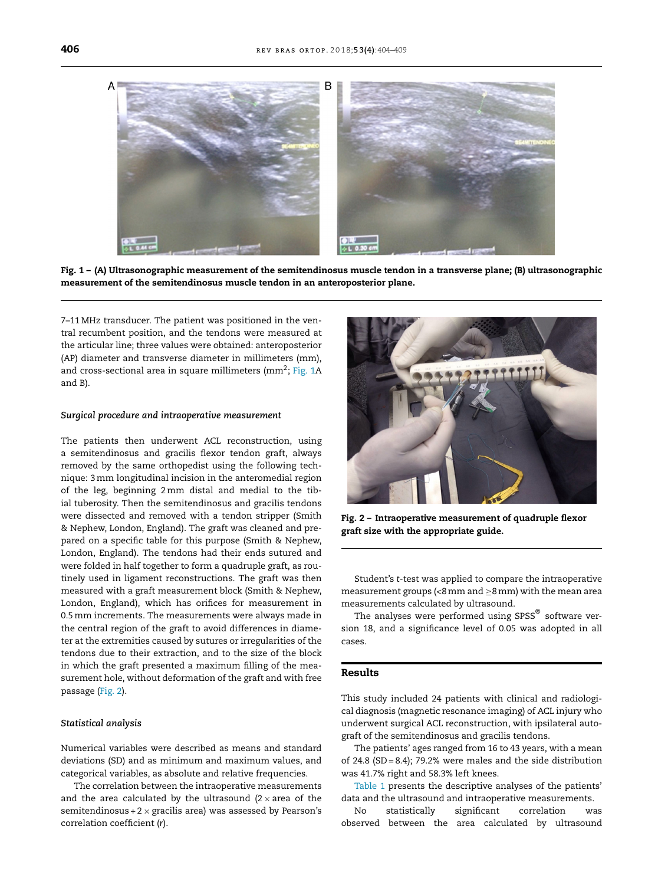Fig. 1 – (A) Ultrasonographic measurement of the semitendinosus muscle tendon in a transverse plane; (B) ultrasonographic measurement of the semitendinosus muscle tendon in an anteroposterior plane.

7–11 MHz transducer. The patient was positioned in the ventral recumbent position, and the tendons were measured at the articular line; three values were obtained: anteroposterior (AP) diameter and transverse diameter in millimeters (mm), and cross-sectional area in square millimeters ($mm^2$; Fig. 1A and B).

### *Surgical procedure and intraoperative measurement*

The patients then underwent ACL reconstruction, using a semitendinosus and gracilis flexor tendon graft, always removed by the same orthopedist using the following technique: 3 mm longitudinal incision in the anteromedial region of the leg, beginning 2 mm distal and medial to the tibial tuberosity. Then the semitendinosus and gracilis tendons were dissected and removed with a tendon stripper (Smith & Nephew, London, England). The graft was cleaned and prepared on a specific table for this purpose (Smith & Nephew, London, England). The tendons had their ends sutured and were folded in half together to form a quadruple graft, as routinely used in ligament reconstructions. The graft was then measured with a graft measurement block (Smith & Nephew, London, England), which has orifices for measurement in 0.5 mm increments. The measurements were always made in the central region of the graft to avoid differences in diameter at the extremities caused by sutures or irregularities of the tendons due to their extraction, and to the size of the block in which the graft presented a maximum filling of the measurement hole, without deformation of the graft and with free passage (Fig. 2).

Fig. 2 – Intraoperative measurement of quadruple flexor graft size with the appropriate guide.

### *Statistical analysis*

Numerical variables were described as means and standard deviations (SD) and as minimum and maximum values, and categorical variables, as absolute and relative frequencies.

The correlation between the intraoperative measurements and the area calculated by the ultrasound ($2 \times$ area of the semitendinosus + $2 \times$ gracilis area) was assessed by Pearson's correlation coefficient (r).

Student's *t*-test was applied to compare the intraoperative measurement groups (<8 mm and ≥8 mm) with the mean area measurements calculated by ultrasound.

The analyses were performed using SPSS® software version 18, and a significance level of 0.05 was adopted in all cases.

## Results

This study included 24 patients with clinical and radiological diagnosis (magnetic resonance imaging) of ACL injury who underwent surgical ACL reconstruction, with ipsilateral autograft of the semitendinosus and gracilis tendons.

The patients' ages ranged from 16 to 43 years, with a mean of 24.8 (SD = 8.4); 79.2% were males and the side distribution was 41.7% right and 58.3% left knees.

Table 1 presents the descriptive analyses of the patients' data and the ultrasound and intraoperative measurements.

No statistically significant correlation was observed between the area calculated by ultrasound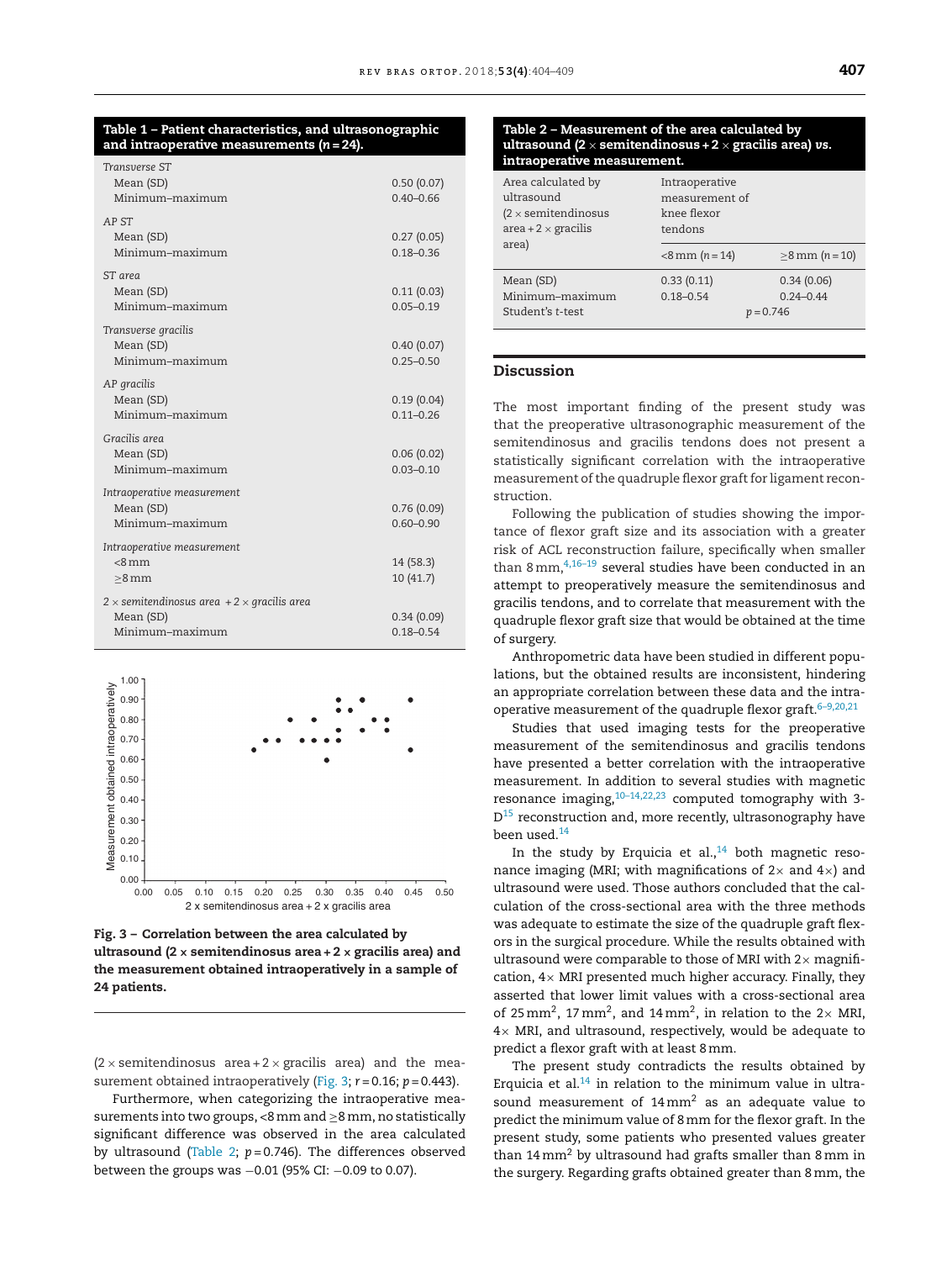**Table 1 – Patient characteristics, and ultrasonographic and intraoperative measurements (n = 24).**

| | |
|---|---|
| *Transverse ST* | |
| Mean (SD) | 0.50 (0.07) |
| Minimum–maximum | 0.40–0.66 |
| *AP ST* | |
| Mean (SD) | 0.27 (0.05) |
| Minimum–maximum | 0.18–0.36 |
| *ST area* | |
| Mean (SD) | 0.11 (0.03) |
| Minimum–maximum | 0.05–0.19 |
| *Transverse gracilis* | |
| Mean (SD) | 0.40 (0.07) |
| Minimum–maximum | 0.25–0.50 |
| *AP gracilis* | |
| Mean (SD) | 0.19 (0.04) |
| Minimum–maximum | 0.11–0.26 |
| *Gracilis area* | |
| Mean (SD) | 0.06 (0.02) |
| Minimum–maximum | 0.03–0.10 |
| *Intraoperative measurement* | |
| Mean (SD) | 0.76 (0.09) |
| Minimum–maximum | 0.60–0.90 |
| *Intraoperative measurement* | |
| <8 mm | 14 (58.3) |
| ≥8 mm | 10 (41.7) |
| *2 × semitendinosus area + 2 × gracilis area* | |
| Mean (SD) | 0.34 (0.09) |
| Minimum–maximum | 0.18–0.54 |

Fig. 3 – Correlation between the area calculated by ultrasound (2 × semitendinosus area + 2 × gracilis area) and the measurement obtained intraoperatively in a sample of 24 patients.

(2 × semitendinosus area + 2 × gracilis area) and the measurement obtained intraoperatively (Fig. 3; $r = 0.16$; $p = 0.443$).

Furthermore, when categorizing the intraoperative measurements into two groups, <8 mm and ≥8 mm, no statistically significant difference was observed in the area calculated by ultrasound (Table 2; $p = 0.746$). The differences observed between the groups was −0.01 (95% CI: −0.09 to 0.07).

**Table 2 – Measurement of the area calculated by ultrasound (2 × semitendinosus area + 2 × gracilis area) *vs.* intraoperative measurement.**

| Area calculated by ultrasound (2 × semitendinosus area + 2 × gracilis area) | Intraoperative measurement of knee flexor tendons | |
|---|---|---|
| | <8 mm (n = 14) | ≥8 mm (n = 10) |
| Mean (SD) | 0.33 (0.11) | 0.34 (0.06) |
| Minimum–maximum | 0.18–0.54 | 0.24–0.44 |
| Student's *t*-test | $p = 0.746$ | |

## Discussion

The most important finding of the present study was that the preoperative ultrasonographic measurement of the semitendinosus and gracilis tendons does not present a statistically significant correlation with the intraoperative measurement of the quadruple flexor graft for ligament reconstruction.

Following the publication of studies showing the importance of flexor graft size and its association with a greater risk of ACL reconstruction failure, specifically when smaller than 8 mm,[4,16–19] several studies have been conducted in an attempt to preoperatively measure the semitendinosus and gracilis tendons, and to correlate that measurement with the quadruple flexor graft size that would be obtained at the time of surgery.

Anthropometric data have been studied in different populations, but the obtained results are inconsistent, hindering an appropriate correlation between these data and the intraoperative measurement of the quadruple flexor graft.[6–9,20,21]

Studies that used imaging tests for the preoperative measurement of the semitendinosus and gracilis tendons have presented a better correlation with the intraoperative measurement. In addition to several studies with magnetic resonance imaging,[10–14,22,23] computed tomography with 3-D[15] reconstruction and, more recently, ultrasonography have been used.[14]

In the study by Erquicia et al.,[14] both magnetic resonance imaging (MRI; with magnifications of 2× and 4×) and ultrasound were used. Those authors concluded that the calculation of the cross-sectional area with the three methods was adequate to estimate the size of the quadruple graft flexors in the surgical procedure. While the results obtained with ultrasound were comparable to those of MRI with 2× magnification, 4× MRI presented much higher accuracy. Finally, they asserted that lower limit values with a cross-sectional area of 25 $mm^2$, 17 $mm^2$, and 14 $mm^2$, in relation to the 2× MRI, 4× MRI, and ultrasound, respectively, would be adequate to predict a flexor graft with at least 8 mm.

The present study contradicts the results obtained by Erquicia et al.[14] in relation to the minimum value in ultrasound measurement of 14 $mm^2$ as an adequate value to predict the minimum value of 8 mm for the flexor graft. In the present study, some patients who presented values greater than 14 $mm^2$ by ultrasound had grafts smaller than 8 mm in the surgery. Regarding grafts obtained greater than 8 mm, the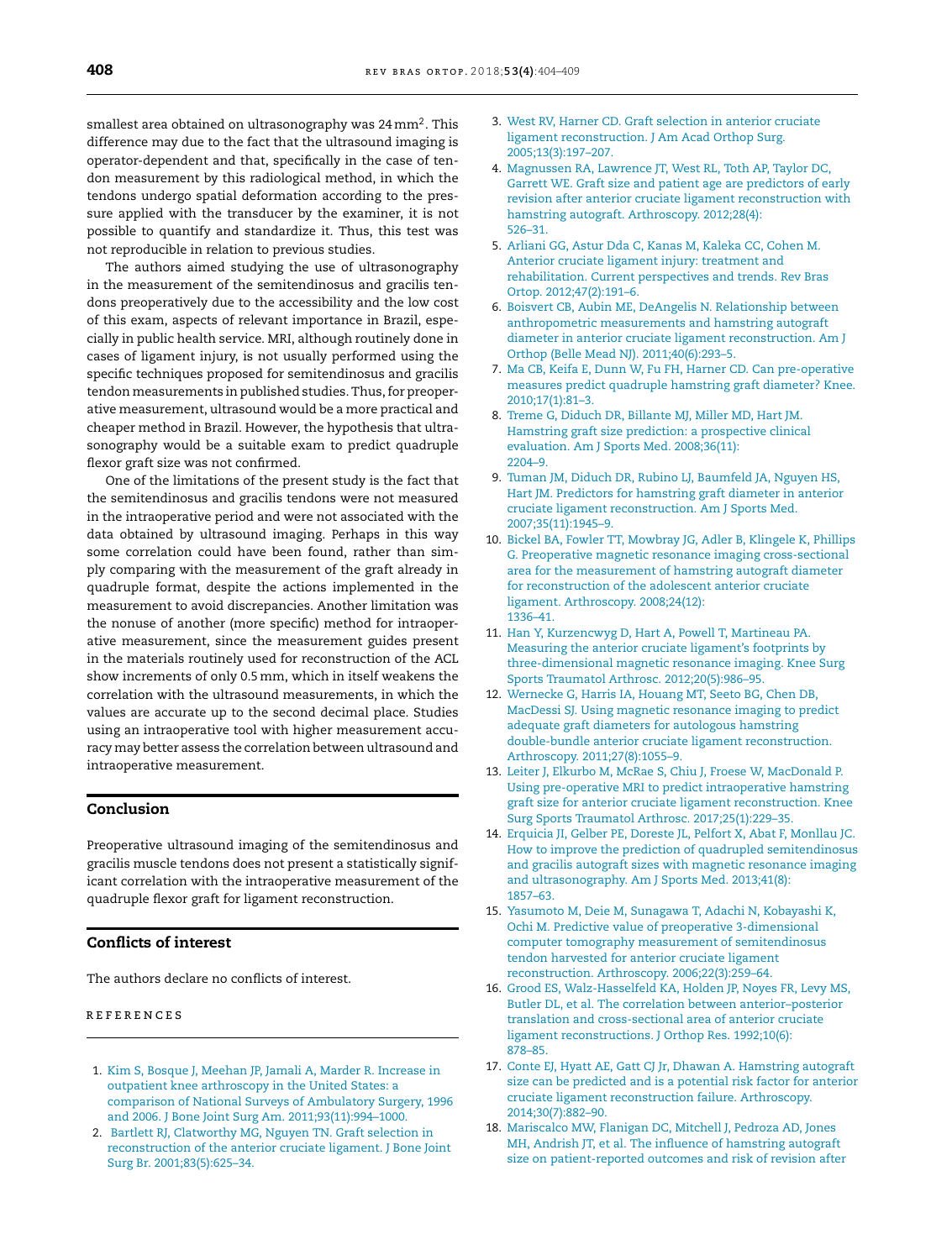smallest area obtained on ultrasonography was 24 mm$^2$. This difference may due to the fact that the ultrasound imaging is operator-dependent and that, specifically in the case of tendon measurement by this radiological method, in which the tendons undergo spatial deformation according to the pressure applied with the transducer by the examiner, it is not possible to quantify and standardize it. Thus, this test was not reproducible in relation to previous studies.

The authors aimed studying the use of ultrasonography in the measurement of the semitendinosus and gracilis tendons preoperatively due to the accessibility and the low cost of this exam, aspects of relevant importance in Brazil, especially in public health service. MRI, although routinely done in cases of ligament injury, is not usually performed using the specific techniques proposed for semitendinosus and gracilis tendon measurements in published studies. Thus, for preoperative measurement, ultrasound would be a more practical and cheaper method in Brazil. However, the hypothesis that ultrasonography would be a suitable exam to predict quadruple flexor graft size was not confirmed.

One of the limitations of the present study is the fact that the semitendinosus and gracilis tendons were not measured in the intraoperative period and were not associated with the data obtained by ultrasound imaging. Perhaps in this way some correlation could have been found, rather than simply comparing with the measurement of the graft already in quadruple format, despite the actions implemented in the measurement to avoid discrepancies. Another limitation was the nonuse of another (more specific) method for intraoperative measurement, since the measurement guides present in the materials routinely used for reconstruction of the ACL show increments of only 0.5 mm, which in itself weakens the correlation with the ultrasound measurements, in which the values are accurate up to the second decimal place. Studies using an intraoperative tool with higher measurement accuracy may better assess the correlation between ultrasound and intraoperative measurement.

## Conclusion

Preoperative ultrasound imaging of the semitendinosus and gracilis muscle tendons does not present a statistically significant correlation with the intraoperative measurement of the quadruple flexor graft for ligament reconstruction.

## Conflicts of interest

The authors declare no conflicts of interest.

## REFERENCES

1. Kim S, Bosque J, Meehan JP, Jamali A, Marder R. Increase in outpatient knee arthroscopy in the United States: a comparison of National Surveys of Ambulatory Surgery, 1996 and 2006. J Bone Joint Surg Am. 2011;93(11):994–1000.
2. Bartlett RJ, Clatworthy MG, Nguyen TN. Graft selection in reconstruction of the anterior cruciate ligament. J Bone Joint Surg Br. 2001;83(5):625–34.
3. West RV, Harner CD. Graft selection in anterior cruciate ligament reconstruction. J Am Acad Orthop Surg. 2005;13(3):197–207.
4. Magnussen RA, Lawrence JT, West RL, Toth AP, Taylor DC, Garrett WE. Graft size and patient age are predictors of early revision after anterior cruciate ligament reconstruction with hamstring autograft. Arthroscopy. 2012;28(4): 526–31.
5. Arliani GG, Astur Dda C, Kanas M, Kaleka CC, Cohen M. Anterior cruciate ligament injury: treatment and rehabilitation. Current perspectives and trends. Rev Bras Ortop. 2012;47(2):191–6.
6. Boisvert CB, Aubin ME, DeAngelis N. Relationship between anthropometric measurements and hamstring autograft diameter in anterior cruciate ligament reconstruction. Am J Orthop (Belle Mead NJ). 2011;40(6):293–5.
7. Ma CB, Keifa E, Dunn W, Fu FH, Harner CD. Can pre-operative measures predict quadruple hamstring graft diameter? Knee. 2010;17(1):81–3.
8. Treme G, Diduch DR, Billante MJ, Miller MD, Hart JM. Hamstring graft size prediction: a prospective clinical evaluation. Am J Sports Med. 2008;36(11): 2204–9.
9. Tuman JM, Diduch DR, Rubino LJ, Baumfeld JA, Nguyen HS, Hart JM. Predictors for hamstring graft diameter in anterior cruciate ligament reconstruction. Am J Sports Med. 2007;35(11):1945–9.
10. Bickel BA, Fowler TT, Mowbray JG, Adler B, Klingele K, Phillips G. Preoperative magnetic resonance imaging cross-sectional area for the measurement of hamstring autograft diameter for reconstruction of the adolescent anterior cruciate ligament. Arthroscopy. 2008;24(12): 1336–41.
11. Han Y, Kurzencwyg D, Hart A, Powell T, Martineau PA. Measuring the anterior cruciate ligament's footprints by three-dimensional magnetic resonance imaging. Knee Surg Sports Traumatol Arthrosc. 2012;20(5):986–95.
12. Wernecke G, Harris IA, Houang MT, Seeto BG, Chen DB, MacDessi SJ. Using magnetic resonance imaging to predict adequate graft diameters for autologous hamstring double-bundle anterior cruciate ligament reconstruction. Arthroscopy. 2011;27(8):1055–9.
13. Leiter J, Elkurbo M, McRae S, Chiu J, Froese W, MacDonald P. Using pre-operative MRI to predict intraoperative hamstring graft size for anterior cruciate ligament reconstruction. Knee Surg Sports Traumatol Arthrosc. 2017;25(1):229–35.
14. Erquicia JI, Gelber PE, Doreste JL, Pelfort X, Abat F, Monllau JC. How to improve the prediction of quadrupled semitendinosus and gracilis autograft sizes with magnetic resonance imaging and ultrasonography. Am J Sports Med. 2013;41(8): 1857–63.
15. Yasumoto M, Deie M, Sunagawa T, Adachi N, Kobayashi K, Ochi M. Predictive value of preoperative 3-dimensional computer tomography measurement of semitendinosus tendon harvested for anterior cruciate ligament reconstruction. Arthroscopy. 2006;22(3):259–64.
16. Grood ES, Walz-Hasselfeld KA, Holden JP, Noyes FR, Levy MS, Butler DL, et al. The correlation between anterior–posterior translation and cross-sectional area of anterior cruciate ligament reconstructions. J Orthop Res. 1992;10(6): 878–85.
17. Conte EJ, Hyatt AE, Gatt CJ Jr, Dhawan A. Hamstring autograft size can be predicted and is a potential risk factor for anterior cruciate ligament reconstruction failure. Arthroscopy. 2014;30(7):882–90.
18. Mariscalco MW, Flanigan DC, Mitchell J, Pedroza AD, Jones MH, Andrish JT, et al. The influence of hamstring autograft size on patient-reported outcomes and risk of revision after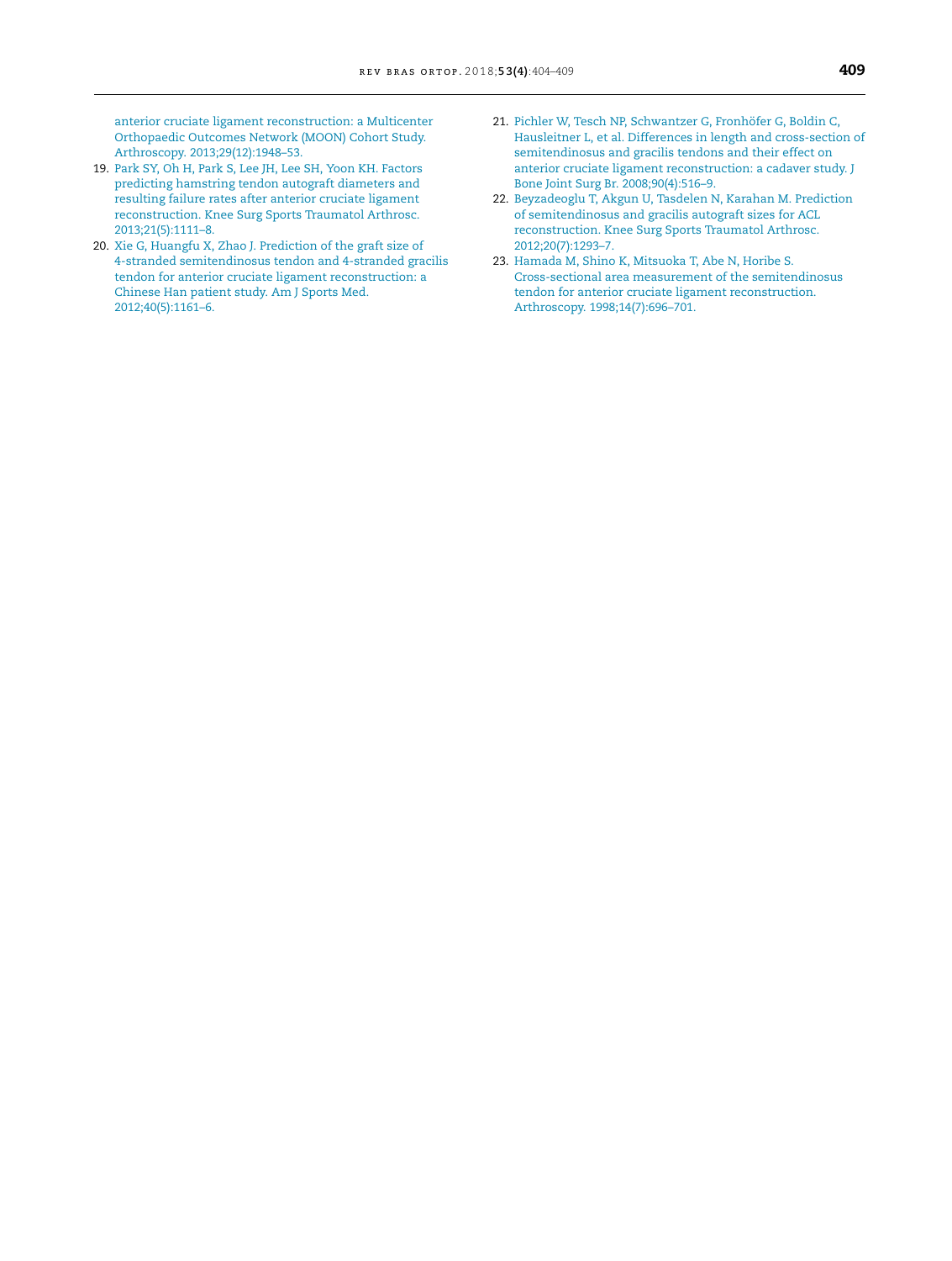anterior cruciate ligament reconstruction: a Multicenter Orthopaedic Outcomes Network (MOON) Cohort Study. Arthroscopy. 2013;29(12):1948–53.

19. Park SY, Oh H, Park S, Lee JH, Lee SH, Yoon KH. Factors predicting hamstring tendon autograft diameters and resulting failure rates after anterior cruciate ligament reconstruction. Knee Surg Sports Traumatol Arthrosc. 2013;21(5):1111–8.
20. Xie G, Huangfu X, Zhao J. Prediction of the graft size of 4-stranded semitendinosus tendon and 4-stranded gracilis tendon for anterior cruciate ligament reconstruction: a Chinese Han patient study. Am J Sports Med. 2012;40(5):1161–6.
21. Pichler W, Tesch NP, Schwantzer G, Fronhöfer G, Boldin C, Hausleitner L, et al. Differences in length and cross-section of semitendinosus and gracilis tendons and their effect on anterior cruciate ligament reconstruction: a cadaver study. J Bone Joint Surg Br. 2008;90(4):516–9.
22. Beyzadeoglu T, Akgun U, Tasdelen N, Karahan M. Prediction of semitendinosus and gracilis autograft sizes for ACL reconstruction. Knee Surg Sports Traumatol Arthrosc. 2012;20(7):1293–7.
23. Hamada M, Shino K, Mitsuoka T, Abe N, Horibe S. Cross-sectional area measurement of the semitendinosus tendon for anterior cruciate ligament reconstruction. Arthroscopy. 1998;14(7):696–701.